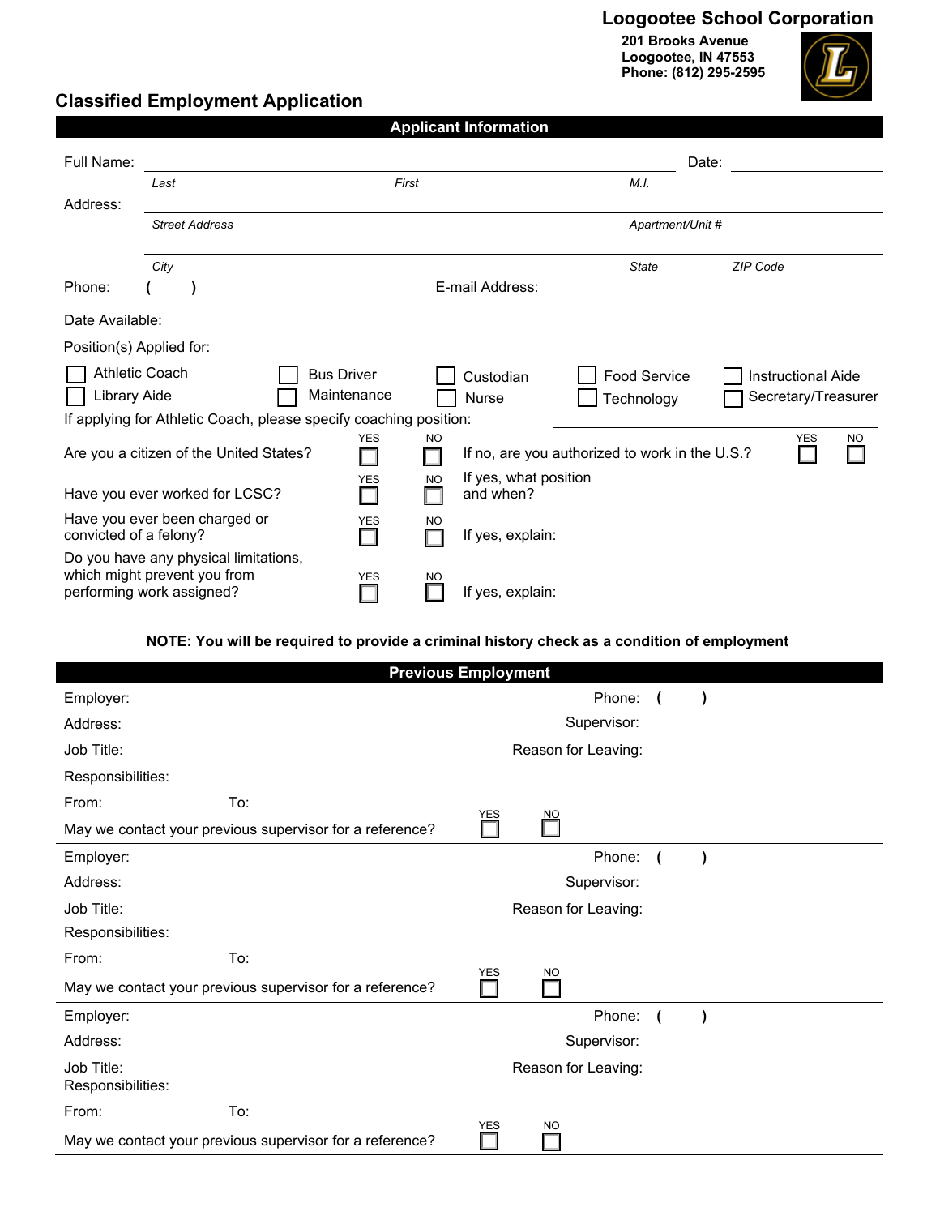**Loogootee School Corporation**
**201 Brooks Avenue**
**Loogootee, IN 47553**
**Phone: (812) 295-2595**

## Classified Employment Application

### Applicant Information

Full Name: ______________________________________________ Date: __________

*Last* *First* *M.I.*

Address: ______________________________________________

*Street Address* *Apartment/Unit #*

______________________________________________

*City* *State* *ZIP Code*

Phone: ( ) E-mail Address:

Date Available:

Position(s) Applied for:

- ☐ Athletic Coach
- ☐ Bus Driver
- ☐ Custodian
- ☐ Food Service
- ☐ Instructional Aide
- ☐ Library Aide
- ☐ Maintenance
- ☐ Nurse
- ☐ Technology
- ☐ Secretary/Treasurer

If applying for Athletic Coach, please specify coaching position: ______________________

Are you a citizen of the United States? YES ☐ NO ☐ If no, are you authorized to work in the U.S.? YES ☐ NO ☐

Have you ever worked for LCSC? YES ☐ NO ☐ If yes, what position and when?

Have you ever been charged or convicted of a felony? YES ☐ NO ☐ If yes, explain:

Do you have any physical limitations, which might prevent you from performing work assigned? YES ☐ NO ☐ If yes, explain:

**NOTE: You will be required to provide a criminal history check as a condition of employment**

### Previous Employment

Employer: Phone: ( )

Address: Supervisor:

Job Title: Reason for Leaving:

Responsibilities:

From: To:

May we contact your previous supervisor for a reference? YES ☐ NO ☐

---

Employer: Phone: ( )

Address: Supervisor:

Job Title: Reason for Leaving:

Responsibilities:

From: To:

May we contact your previous supervisor for a reference? YES ☐ NO ☐

---

Employer: Phone: ( )

Address: Supervisor:

Job Title: Reason for Leaving:

Responsibilities:

From: To:

May we contact your previous supervisor for a reference? YES ☐ NO ☐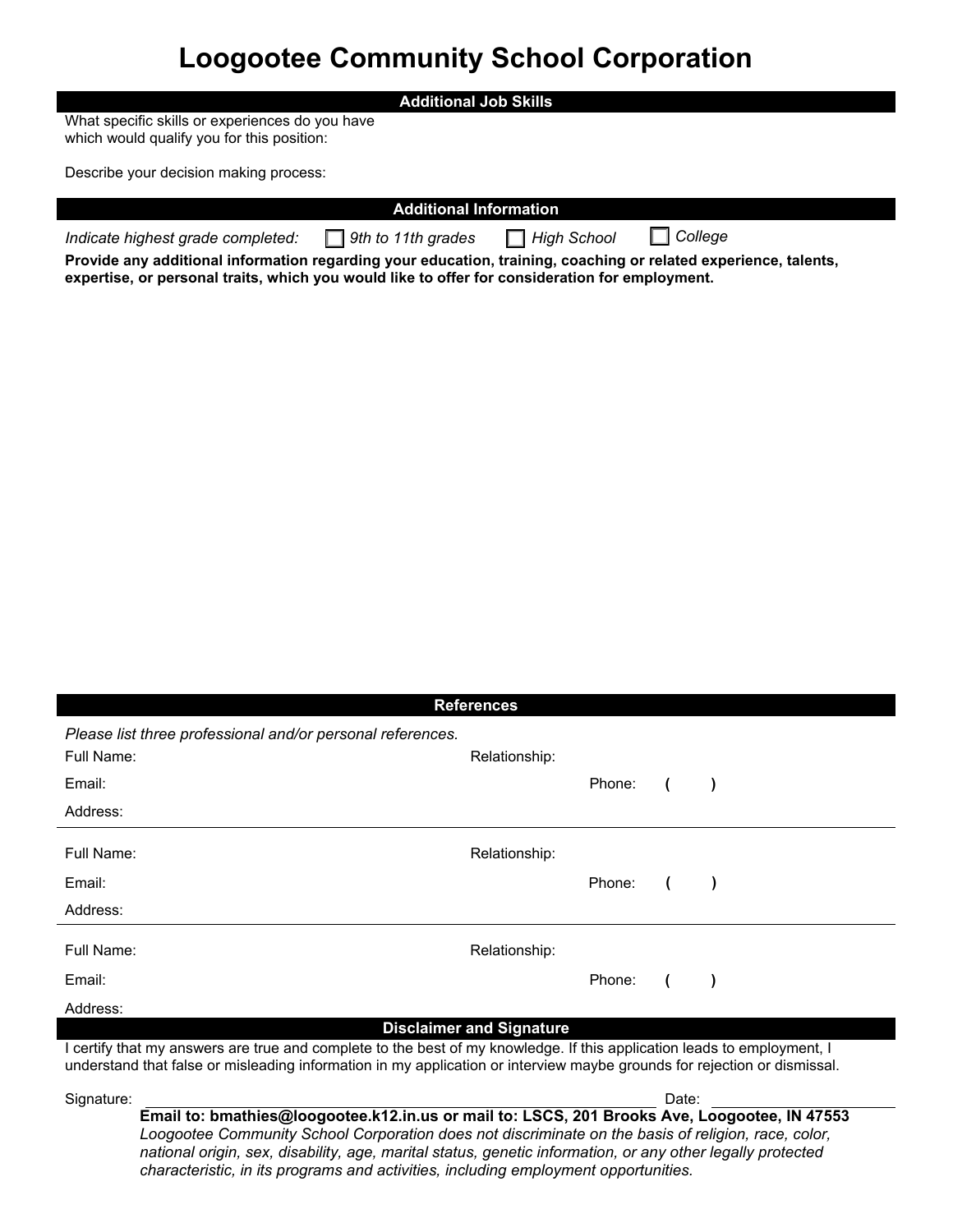# Loogootee Community School Corporation

## Additional Job Skills

What specific skills or experiences do you have which would qualify you for this position:

Describe your decision making process:

## Additional Information

*Indicate highest grade completed:* ☐ *9th to 11th grades* ☐ *High School* ☐ *College*

**Provide any additional information regarding your education, training, coaching or related experience, talents, expertise, or personal traits, which you would like to offer for consideration for employment.**

## References

*Please list three professional and/or personal references.*

Full Name: Relationship:

Email: Phone: ( )

Address:

---

Full Name: Relationship:

Email: Phone: ( )

Address:

---

Full Name: Relationship:

Email: Phone: ( )

Address:

## Disclaimer and Signature

I certify that my answers are true and complete to the best of my knowledge. If this application leads to employment, I understand that false or misleading information in my application or interview maybe grounds for rejection or dismissal.

Signature: ______________________________ Date: ______________

**Email to: bmathies@loogootee.k12.in.us or mail to: LSCS, 201 Brooks Ave, Loogootee, IN 47553**

*Loogootee Community School Corporation does not discriminate on the basis of religion, race, color, national origin, sex, disability, age, marital status, genetic information, or any other legally protected characteristic, in its programs and activities, including employment opportunities.*